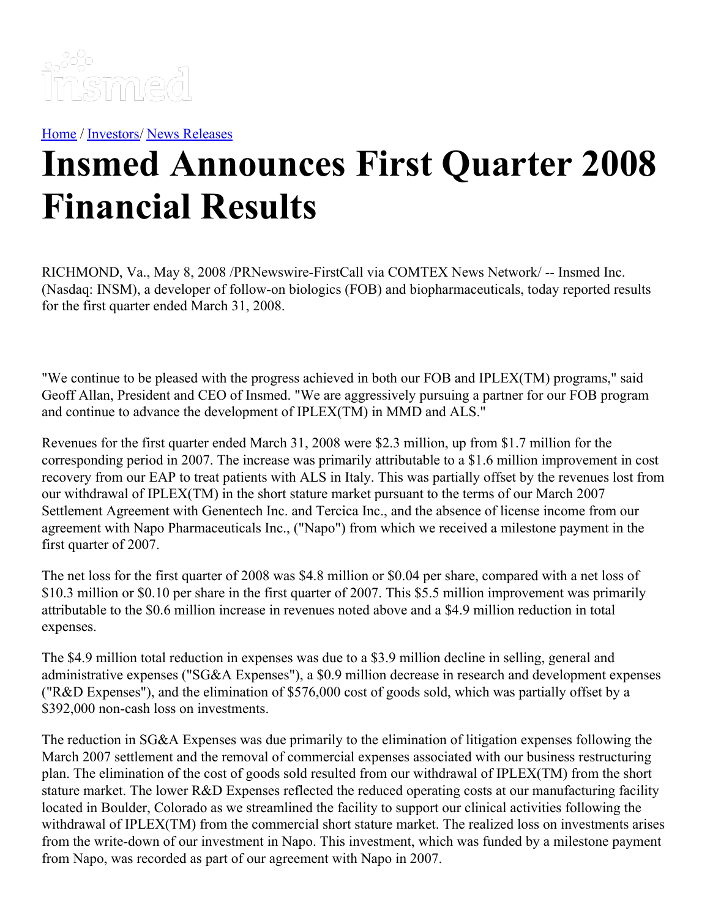[Home](#) / [Investors](#)/ [News Releases](#)

# Insmed Announces First Quarter 2008 Financial Results

RICHMOND, Va., May 8, 2008 /PRNewswire-FirstCall via COMTEX News Network/ -- Insmed Inc. (Nasdaq: INSM), a developer of follow-on biologics (FOB) and biopharmaceuticals, today reported results for the first quarter ended March 31, 2008.

"We continue to be pleased with the progress achieved in both our FOB and IPLEX(TM) programs," said Geoff Allan, President and CEO of Insmed. "We are aggressively pursuing a partner for our FOB program and continue to advance the development of IPLEX(TM) in MMD and ALS."

Revenues for the first quarter ended March 31, 2008 were $2.3 million, up from $1.7 million for the corresponding period in 2007. The increase was primarily attributable to a $1.6 million improvement in cost recovery from our EAP to treat patients with ALS in Italy. This was partially offset by the revenues lost from our withdrawal of IPLEX(TM) in the short stature market pursuant to the terms of our March 2007 Settlement Agreement with Genentech Inc. and Tercica Inc., and the absence of license income from our agreement with Napo Pharmaceuticals Inc., ("Napo") from which we received a milestone payment in the first quarter of 2007.

The net loss for the first quarter of 2008 was $4.8 million or $0.04 per share, compared with a net loss of $10.3 million or $0.10 per share in the first quarter of 2007. This $5.5 million improvement was primarily attributable to the $0.6 million increase in revenues noted above and a $4.9 million reduction in total expenses.

The $4.9 million total reduction in expenses was due to a $3.9 million decline in selling, general and administrative expenses ("SG&A Expenses"), a $0.9 million decrease in research and development expenses ("R&D Expenses"), and the elimination of $576,000 cost of goods sold, which was partially offset by a $392,000 non-cash loss on investments.

The reduction in SG&A Expenses was due primarily to the elimination of litigation expenses following the March 2007 settlement and the removal of commercial expenses associated with our business restructuring plan. The elimination of the cost of goods sold resulted from our withdrawal of IPLEX(TM) from the short stature market. The lower R&D Expenses reflected the reduced operating costs at our manufacturing facility located in Boulder, Colorado as we streamlined the facility to support our clinical activities following the withdrawal of IPLEX(TM) from the commercial short stature market. The realized loss on investments arises from the write-down of our investment in Napo. This investment, which was funded by a milestone payment from Napo, was recorded as part of our agreement with Napo in 2007.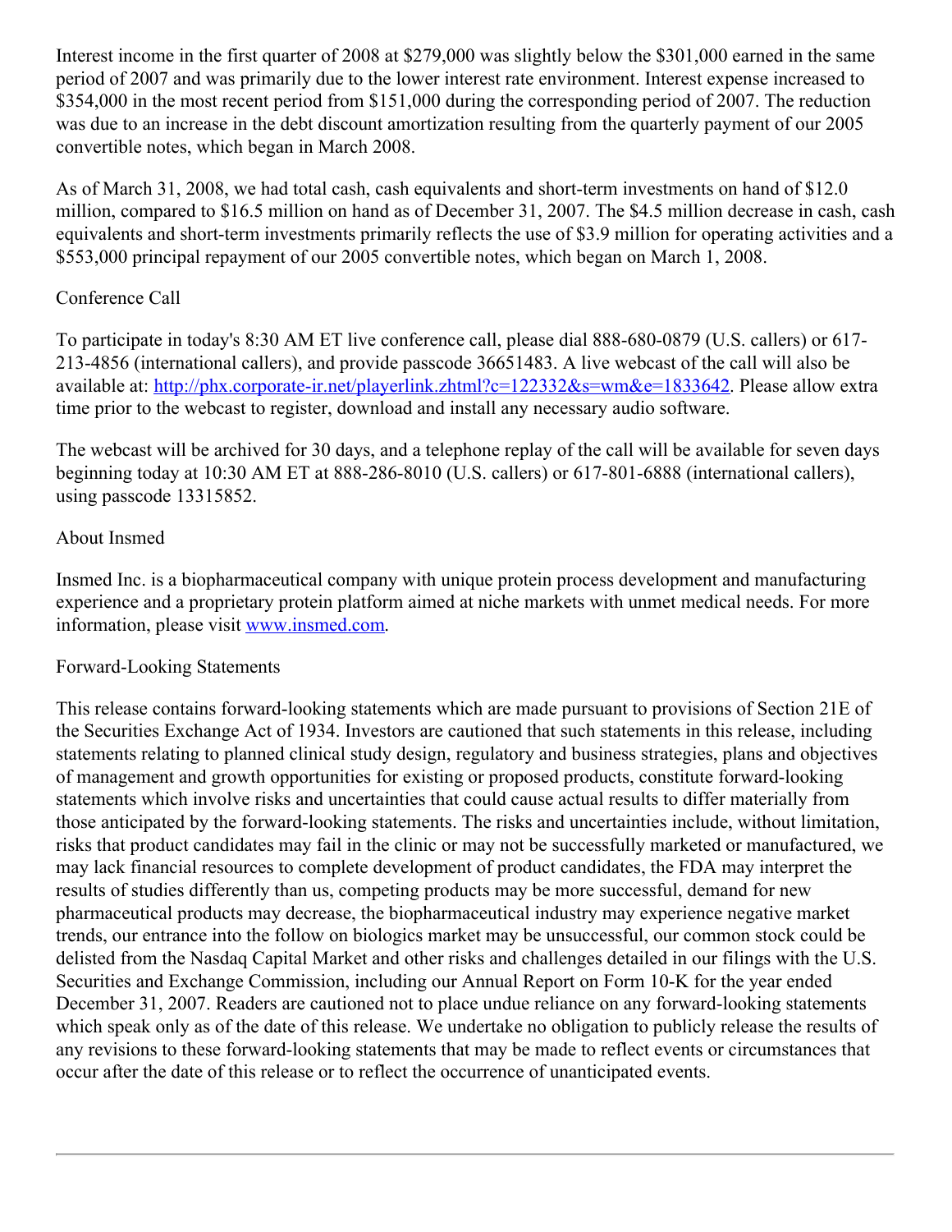Interest income in the first quarter of 2008 at $279,000 was slightly below the $301,000 earned in the same period of 2007 and was primarily due to the lower interest rate environment. Interest expense increased to $354,000 in the most recent period from $151,000 during the corresponding period of 2007. The reduction was due to an increase in the debt discount amortization resulting from the quarterly payment of our 2005 convertible notes, which began in March 2008.

As of March 31, 2008, we had total cash, cash equivalents and short-term investments on hand of $12.0 million, compared to $16.5 million on hand as of December 31, 2007. The $4.5 million decrease in cash, cash equivalents and short-term investments primarily reflects the use of $3.9 million for operating activities and a $553,000 principal repayment of our 2005 convertible notes, which began on March 1, 2008.

Conference Call

To participate in today's 8:30 AM ET live conference call, please dial 888-680-0879 (U.S. callers) or 617-213-4856 (international callers), and provide passcode 36651483. A live webcast of the call will also be available at: [http://phx.corporate-ir.net/playerlink.zhtml?c=122332&s=wm&e=1833642](http://phx.corporate-ir.net/playerlink.zhtml?c=122332&s=wm&e=1833642). Please allow extra time prior to the webcast to register, download and install any necessary audio software.

The webcast will be archived for 30 days, and a telephone replay of the call will be available for seven days beginning today at 10:30 AM ET at 888-286-8010 (U.S. callers) or 617-801-6888 (international callers), using passcode 13315852.

About Insmed

Insmed Inc. is a biopharmaceutical company with unique protein process development and manufacturing experience and a proprietary protein platform aimed at niche markets with unmet medical needs. For more information, please visit [www.insmed.com](http://www.insmed.com).

Forward-Looking Statements

This release contains forward-looking statements which are made pursuant to provisions of Section 21E of the Securities Exchange Act of 1934. Investors are cautioned that such statements in this release, including statements relating to planned clinical study design, regulatory and business strategies, plans and objectives of management and growth opportunities for existing or proposed products, constitute forward-looking statements which involve risks and uncertainties that could cause actual results to differ materially from those anticipated by the forward-looking statements. The risks and uncertainties include, without limitation, risks that product candidates may fail in the clinic or may not be successfully marketed or manufactured, we may lack financial resources to complete development of product candidates, the FDA may interpret the results of studies differently than us, competing products may be more successful, demand for new pharmaceutical products may decrease, the biopharmaceutical industry may experience negative market trends, our entrance into the follow on biologics market may be unsuccessful, our common stock could be delisted from the Nasdaq Capital Market and other risks and challenges detailed in our filings with the U.S. Securities and Exchange Commission, including our Annual Report on Form 10-K for the year ended December 31, 2007. Readers are cautioned not to place undue reliance on any forward-looking statements which speak only as of the date of this release. We undertake no obligation to publicly release the results of any revisions to these forward-looking statements that may be made to reflect events or circumstances that occur after the date of this release or to reflect the occurrence of unanticipated events.